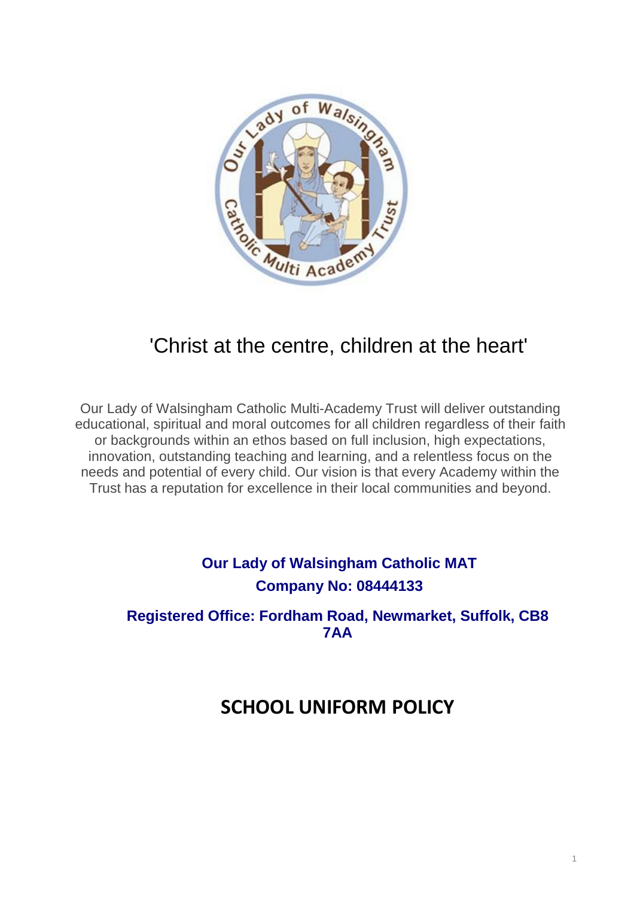'Christ at the centre, children at the heart'

Our Lady of Walsingham Catholic Multi-Academy Trust will deliver outstanding educational, spiritual and moral outcomes for all children regardless of their faith or backgrounds within an ethos based on full inclusion, high expectations, innovation, outstanding teaching and learning, and a relentless focus on the needs and potential of every child. Our vision is that every Academy within the Trust has a reputation for excellence in their local communities and beyond.

**Our Lady of Walsingham Catholic MAT**
**Company No: 08444133**

**Registered Office: Fordham Road, Newmarket, Suffolk, CB8 7AA**

# SCHOOL UNIFORM POLICY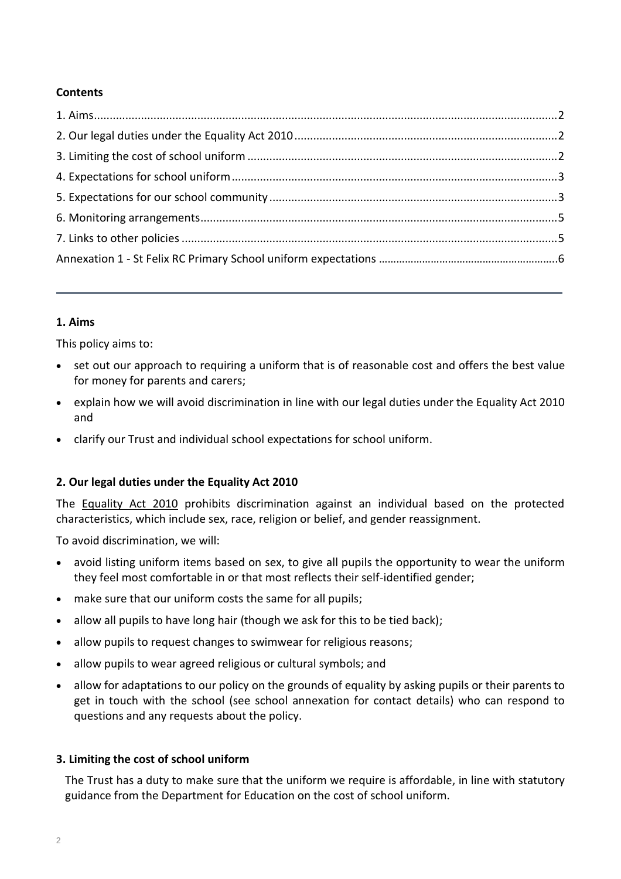**Contents**

1. Aims .....2
2. Our legal duties under the Equality Act 2010 .....2
3. Limiting the cost of school uniform .....2
4. Expectations for school uniform .....3
5. Expectations for our school community .....3
6. Monitoring arrangements .....5
7. Links to other policies .....5

Annexation 1 - St Felix RC Primary School uniform expectations .....6

---

## 1. Aims

This policy aims to:

- set out our approach to requiring a uniform that is of reasonable cost and offers the best value for money for parents and carers;
- explain how we will avoid discrimination in line with our legal duties under the Equality Act 2010 and
- clarify our Trust and individual school expectations for school uniform.

## 2. Our legal duties under the Equality Act 2010

The Equality Act 2010 prohibits discrimination against an individual based on the protected characteristics, which include sex, race, religion or belief, and gender reassignment.

To avoid discrimination, we will:

- avoid listing uniform items based on sex, to give all pupils the opportunity to wear the uniform they feel most comfortable in or that most reflects their self-identified gender;
- make sure that our uniform costs the same for all pupils;
- allow all pupils to have long hair (though we ask for this to be tied back);
- allow pupils to request changes to swimwear for religious reasons;
- allow pupils to wear agreed religious or cultural symbols; and
- allow for adaptations to our policy on the grounds of equality by asking pupils or their parents to get in touch with the school (see school annexation for contact details) who can respond to questions and any requests about the policy.

## 3. Limiting the cost of school uniform

The Trust has a duty to make sure that the uniform we require is affordable, in line with statutory guidance from the Department for Education on the cost of school uniform.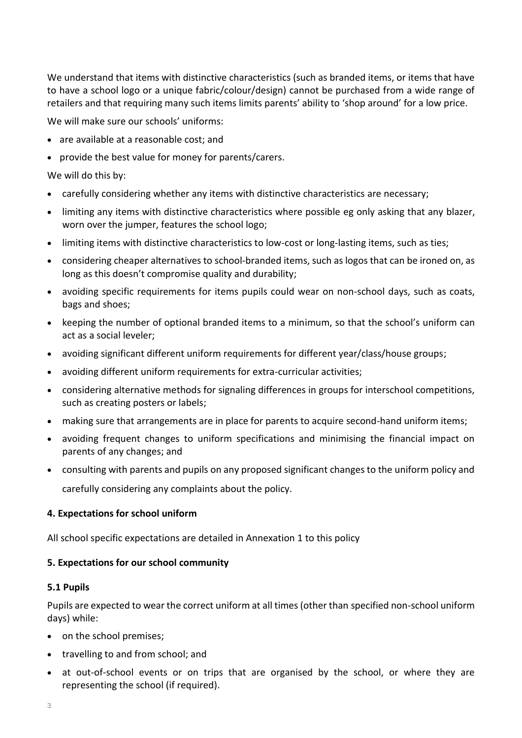We understand that items with distinctive characteristics (such as branded items, or items that have to have a school logo or a unique fabric/colour/design) cannot be purchased from a wide range of retailers and that requiring many such items limits parents' ability to 'shop around' for a low price.

We will make sure our schools' uniforms:

- are available at a reasonable cost; and
- provide the best value for money for parents/carers.

We will do this by:

- carefully considering whether any items with distinctive characteristics are necessary;
- limiting any items with distinctive characteristics where possible eg only asking that any blazer, worn over the jumper, features the school logo;
- limiting items with distinctive characteristics to low-cost or long-lasting items, such as ties;
- considering cheaper alternatives to school-branded items, such as logos that can be ironed on, as long as this doesn't compromise quality and durability;
- avoiding specific requirements for items pupils could wear on non-school days, such as coats, bags and shoes;
- keeping the number of optional branded items to a minimum, so that the school's uniform can act as a social leveler;
- avoiding significant different uniform requirements for different year/class/house groups;
- avoiding different uniform requirements for extra-curricular activities;
- considering alternative methods for signaling differences in groups for interschool competitions, such as creating posters or labels;
- making sure that arrangements are in place for parents to acquire second-hand uniform items;
- avoiding frequent changes to uniform specifications and minimising the financial impact on parents of any changes; and
- consulting with parents and pupils on any proposed significant changes to the uniform policy and carefully considering any complaints about the policy.

### 4. Expectations for school uniform

All school specific expectations are detailed in Annexation 1 to this policy

### 5. Expectations for our school community

#### 5.1 Pupils

Pupils are expected to wear the correct uniform at all times (other than specified non-school uniform days) while:

- on the school premises;
- travelling to and from school; and
- at out-of-school events or on trips that are organised by the school, or where they are representing the school (if required).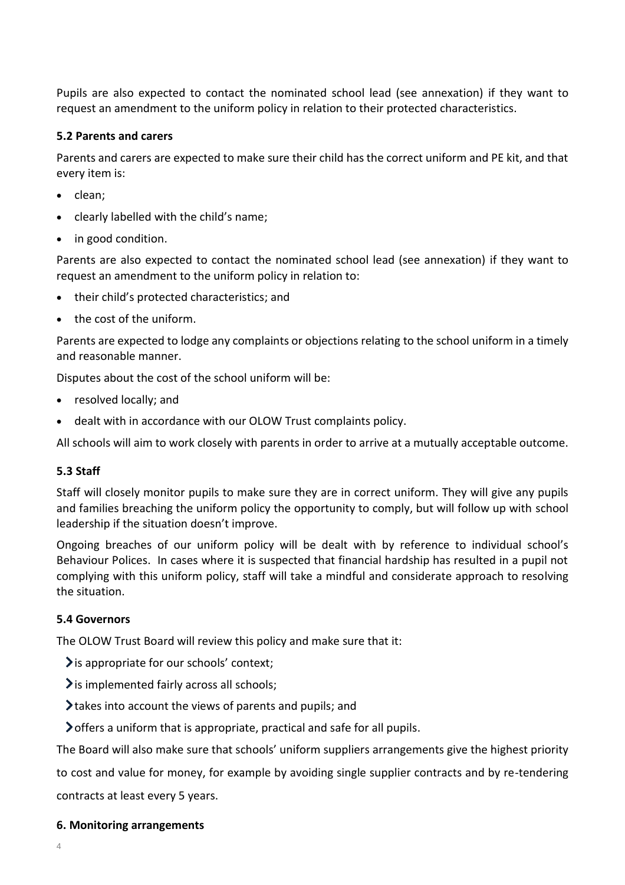Pupils are also expected to contact the nominated school lead (see annexation) if they want to request an amendment to the uniform policy in relation to their protected characteristics.

### 5.2 Parents and carers

Parents and carers are expected to make sure their child has the correct uniform and PE kit, and that every item is:

- clean;
- clearly labelled with the child's name;
- in good condition.

Parents are also expected to contact the nominated school lead (see annexation) if they want to request an amendment to the uniform policy in relation to:

- their child's protected characteristics; and
- the cost of the uniform.

Parents are expected to lodge any complaints or objections relating to the school uniform in a timely and reasonable manner.

Disputes about the cost of the school uniform will be:

- resolved locally; and
- dealt with in accordance with our OLOW Trust complaints policy.

All schools will aim to work closely with parents in order to arrive at a mutually acceptable outcome.

### 5.3 Staff

Staff will closely monitor pupils to make sure they are in correct uniform. They will give any pupils and families breaching the uniform policy the opportunity to comply, but will follow up with school leadership if the situation doesn't improve.

Ongoing breaches of our uniform policy will be dealt with by reference to individual school's Behaviour Polices. In cases where it is suspected that financial hardship has resulted in a pupil not complying with this uniform policy, staff will take a mindful and considerate approach to resolving the situation.

### 5.4 Governors

The OLOW Trust Board will review this policy and make sure that it:

- is appropriate for our schools' context;
- is implemented fairly across all schools;
- takes into account the views of parents and pupils; and
- offers a uniform that is appropriate, practical and safe for all pupils.

The Board will also make sure that schools' uniform suppliers arrangements give the highest priority to cost and value for money, for example by avoiding single supplier contracts and by re-tendering contracts at least every 5 years.

## 6. Monitoring arrangements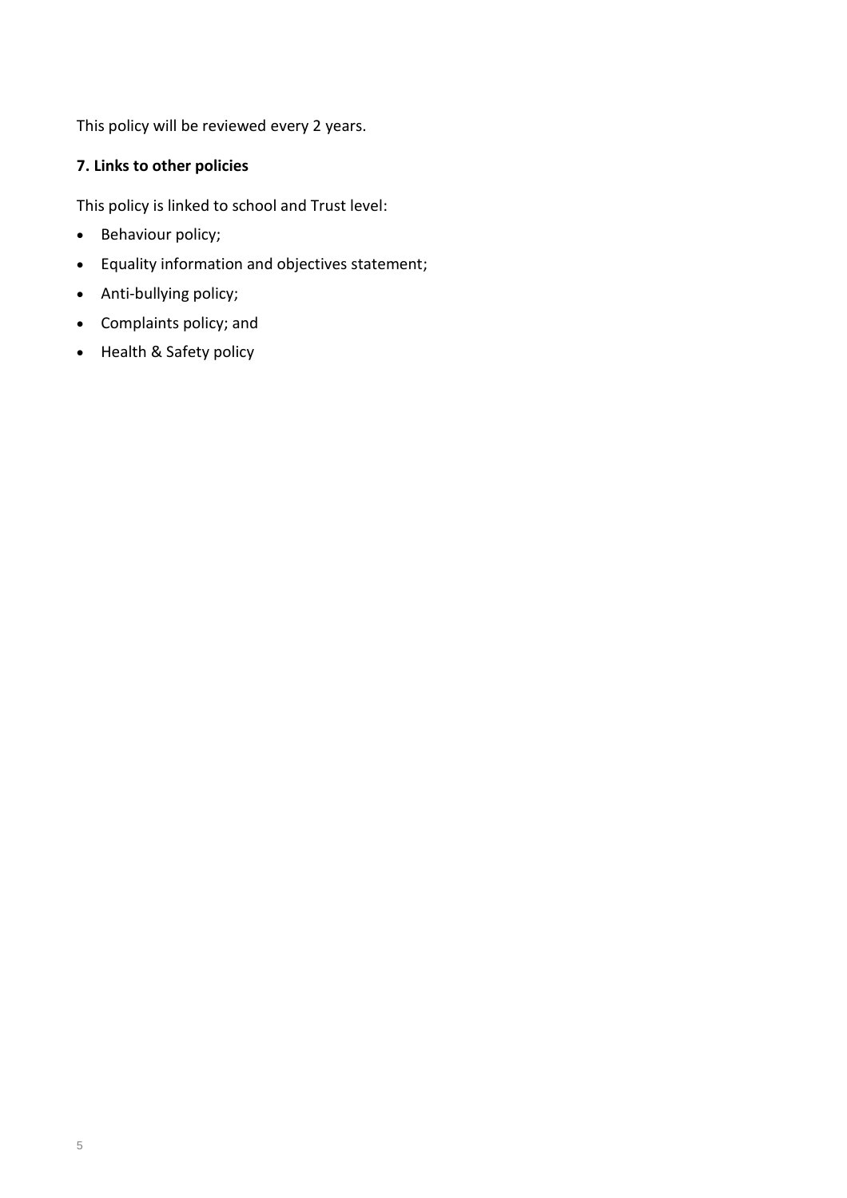This policy will be reviewed every 2 years.

**7. Links to other policies**

This policy is linked to school and Trust level:

- Behaviour policy;
- Equality information and objectives statement;
- Anti-bullying policy;
- Complaints policy; and
- Health & Safety policy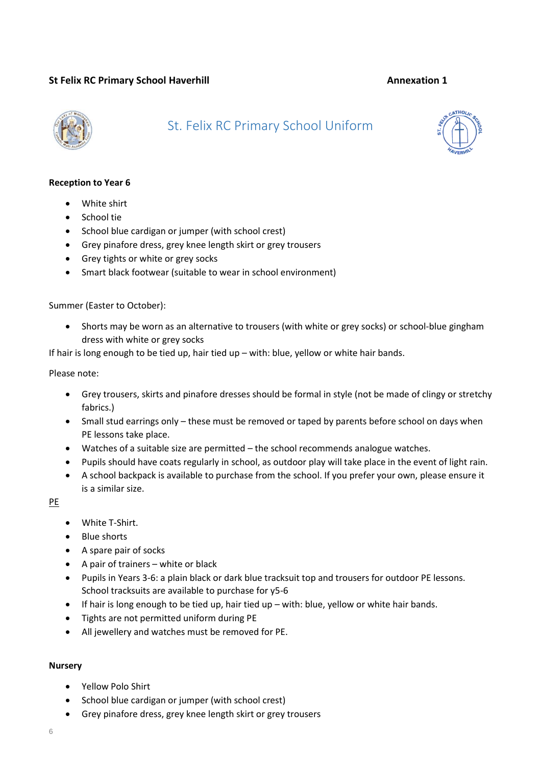**St Felix RC Primary School Haverhill** **Annexation 1**

## St. Felix RC Primary School Uniform

**Reception to Year 6**

- White shirt
- School tie
- School blue cardigan or jumper (with school crest)
- Grey pinafore dress, grey knee length skirt or grey trousers
- Grey tights or white or grey socks
- Smart black footwear (suitable to wear in school environment)

Summer (Easter to October):

- Shorts may be worn as an alternative to trousers (with white or grey socks) or school-blue gingham dress with white or grey socks

If hair is long enough to be tied up, hair tied up – with: blue, yellow or white hair bands.

Please note:

- Grey trousers, skirts and pinafore dresses should be formal in style (not be made of clingy or stretchy fabrics.)
- Small stud earrings only – these must be removed or taped by parents before school on days when PE lessons take place.
- Watches of a suitable size are permitted – the school recommends analogue watches.
- Pupils should have coats regularly in school, as outdoor play will take place in the event of light rain.
- A school backpack is available to purchase from the school. If you prefer your own, please ensure it is a similar size.

PE

- White T-Shirt.
- Blue shorts
- A spare pair of socks
- A pair of trainers – white or black
- Pupils in Years 3-6: a plain black or dark blue tracksuit top and trousers for outdoor PE lessons. School tracksuits are available to purchase for y5-6
- If hair is long enough to be tied up, hair tied up – with: blue, yellow or white hair bands.
- Tights are not permitted uniform during PE
- All jewellery and watches must be removed for PE.

**Nursery**

- Yellow Polo Shirt
- School blue cardigan or jumper (with school crest)
- Grey pinafore dress, grey knee length skirt or grey trousers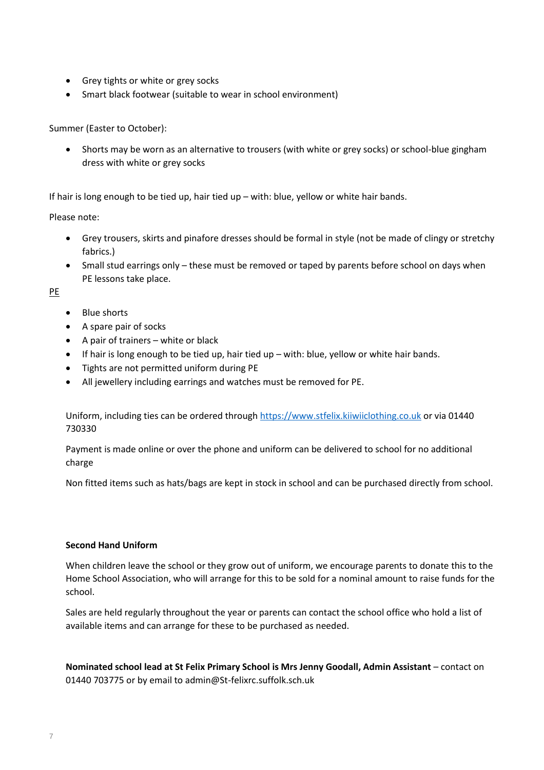- Grey tights or white or grey socks
- Smart black footwear (suitable to wear in school environment)

Summer (Easter to October):

- Shorts may be worn as an alternative to trousers (with white or grey socks) or school-blue gingham dress with white or grey socks

If hair is long enough to be tied up, hair tied up – with: blue, yellow or white hair bands.

Please note:

- Grey trousers, skirts and pinafore dresses should be formal in style (not be made of clingy or stretchy fabrics.)
- Small stud earrings only – these must be removed or taped by parents before school on days when PE lessons take place.

PE

- Blue shorts
- A spare pair of socks
- A pair of trainers – white or black
- If hair is long enough to be tied up, hair tied up – with: blue, yellow or white hair bands.
- Tights are not permitted uniform during PE
- All jewellery including earrings and watches must be removed for PE.

Uniform, including ties can be ordered through https://www.stfelix.kiiwiiclothing.co.uk or via 01440 730330

Payment is made online or over the phone and uniform can be delivered to school for no additional charge

Non fitted items such as hats/bags are kept in stock in school and can be purchased directly from school.

**Second Hand Uniform**

When children leave the school or they grow out of uniform, we encourage parents to donate this to the Home School Association, who will arrange for this to be sold for a nominal amount to raise funds for the school.

Sales are held regularly throughout the year or parents can contact the school office who hold a list of available items and can arrange for these to be purchased as needed.

**Nominated school lead at St Felix Primary School is Mrs Jenny Goodall, Admin Assistant** – contact on 01440 703775 or by email to admin@St-felixrc.suffolk.sch.uk